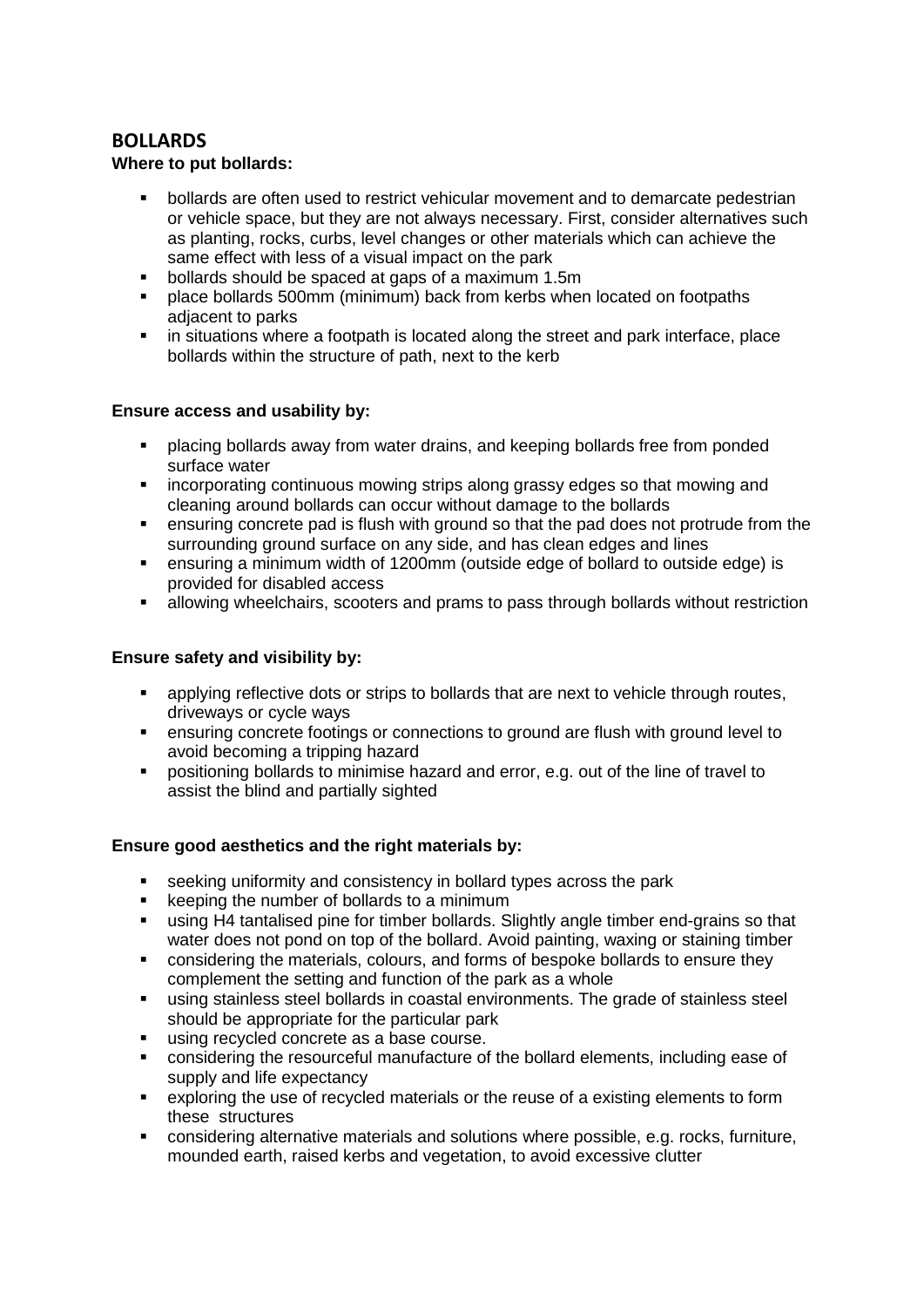## BOLLARDS

**Where to put bollards:**

- bollards are often used to restrict vehicular movement and to demarcate pedestrian or vehicle space, but they are not always necessary. First, consider alternatives such as planting, rocks, curbs, level changes or other materials which can achieve the same effect with less of a visual impact on the park
- bollards should be spaced at gaps of a maximum 1.5m
- place bollards 500mm (minimum) back from kerbs when located on footpaths adjacent to parks
- in situations where a footpath is located along the street and park interface, place bollards within the structure of path, next to the kerb

**Ensure access and usability by:**

- placing bollards away from water drains, and keeping bollards free from ponded surface water
- incorporating continuous mowing strips along grassy edges so that mowing and cleaning around bollards can occur without damage to the bollards
- ensuring concrete pad is flush with ground so that the pad does not protrude from the surrounding ground surface on any side, and has clean edges and lines
- ensuring a minimum width of 1200mm (outside edge of bollard to outside edge) is provided for disabled access
- allowing wheelchairs, scooters and prams to pass through bollards without restriction

**Ensure safety and visibility by:**

- applying reflective dots or strips to bollards that are next to vehicle through routes, driveways or cycle ways
- ensuring concrete footings or connections to ground are flush with ground level to avoid becoming a tripping hazard
- positioning bollards to minimise hazard and error, e.g. out of the line of travel to assist the blind and partially sighted

**Ensure good aesthetics and the right materials by:**

- seeking uniformity and consistency in bollard types across the park
- keeping the number of bollards to a minimum
- using H4 tantalised pine for timber bollards. Slightly angle timber end-grains so that water does not pond on top of the bollard. Avoid painting, waxing or staining timber
- considering the materials, colours, and forms of bespoke bollards to ensure they complement the setting and function of the park as a whole
- using stainless steel bollards in coastal environments. The grade of stainless steel should be appropriate for the particular park
- using recycled concrete as a base course.
- considering the resourceful manufacture of the bollard elements, including ease of supply and life expectancy
- exploring the use of recycled materials or the reuse of a existing elements to form these structures
- considering alternative materials and solutions where possible, e.g. rocks, furniture, mounded earth, raised kerbs and vegetation, to avoid excessive clutter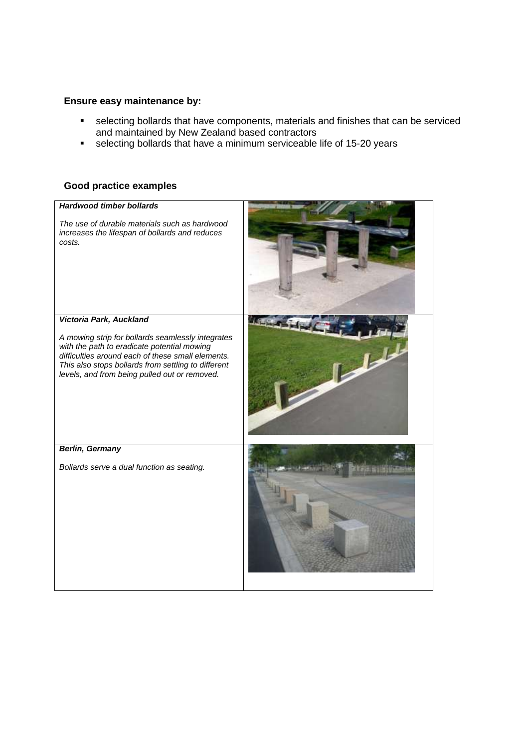**Ensure easy maintenance by:**

- selecting bollards that have components, materials and finishes that can be serviced and maintained by New Zealand based contractors
- selecting bollards that have a minimum serviceable life of 15-20 years

**Good practice examples**

| | |
|---|---|
| ***Hardwood timber bollards***<br><br>*The use of durable materials such as hardwood increases the lifespan of bollards and reduces costs.* | |
| ***Victoria Park, Auckland***<br><br>*A mowing strip for bollards seamlessly integrates with the path to eradicate potential mowing difficulties around each of these small elements. This also stops bollards from settling to different levels, and from being pulled out or removed.* | |
| ***Berlin, Germany***<br><br>*Bollards serve a dual function as seating.* | |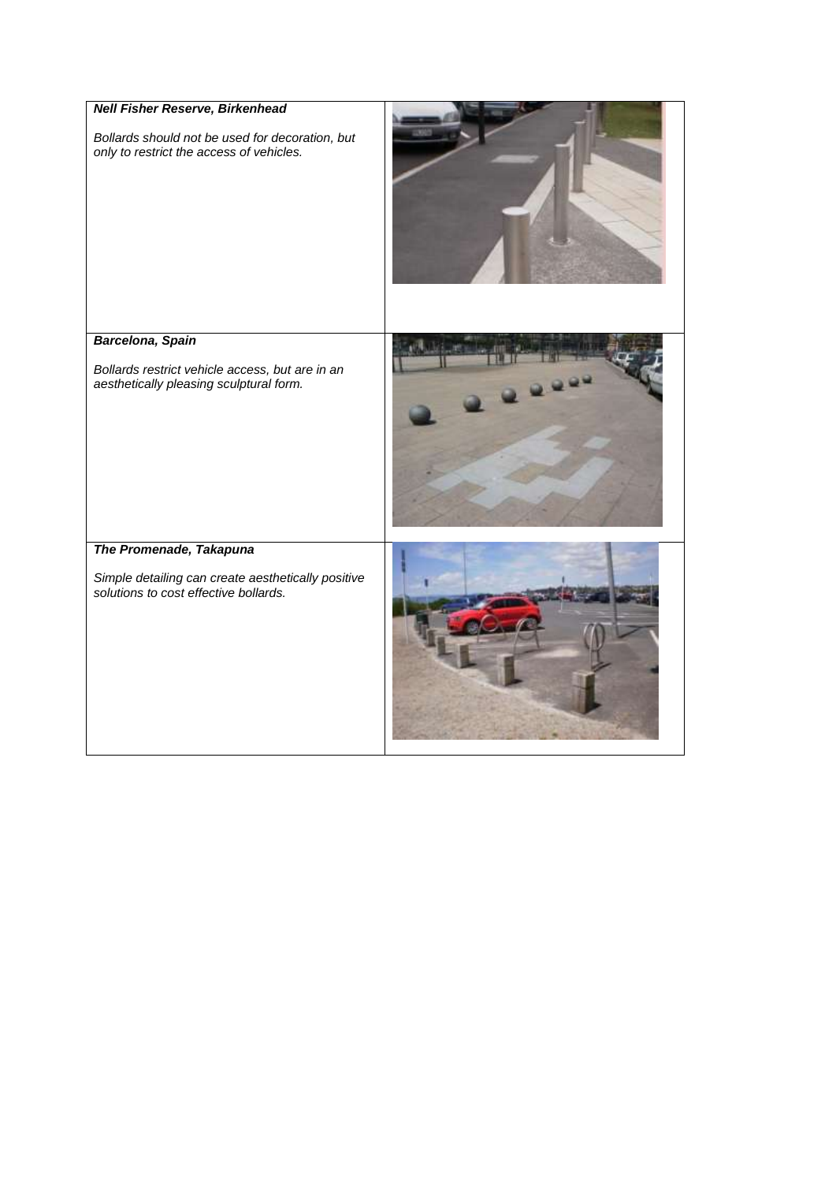| | |
|---|---|
| ***Nell Fisher Reserve, Birkenhead***<br><br>*Bollards should not be used for decoration, but only to restrict the access of vehicles.* | |
| ***Barcelona, Spain***<br><br>*Bollards restrict vehicle access, but are in an aesthetically pleasing sculptural form.* | |
| ***The Promenade, Takapuna***<br><br>*Simple detailing can create aesthetically positive solutions to cost effective bollards.* | |